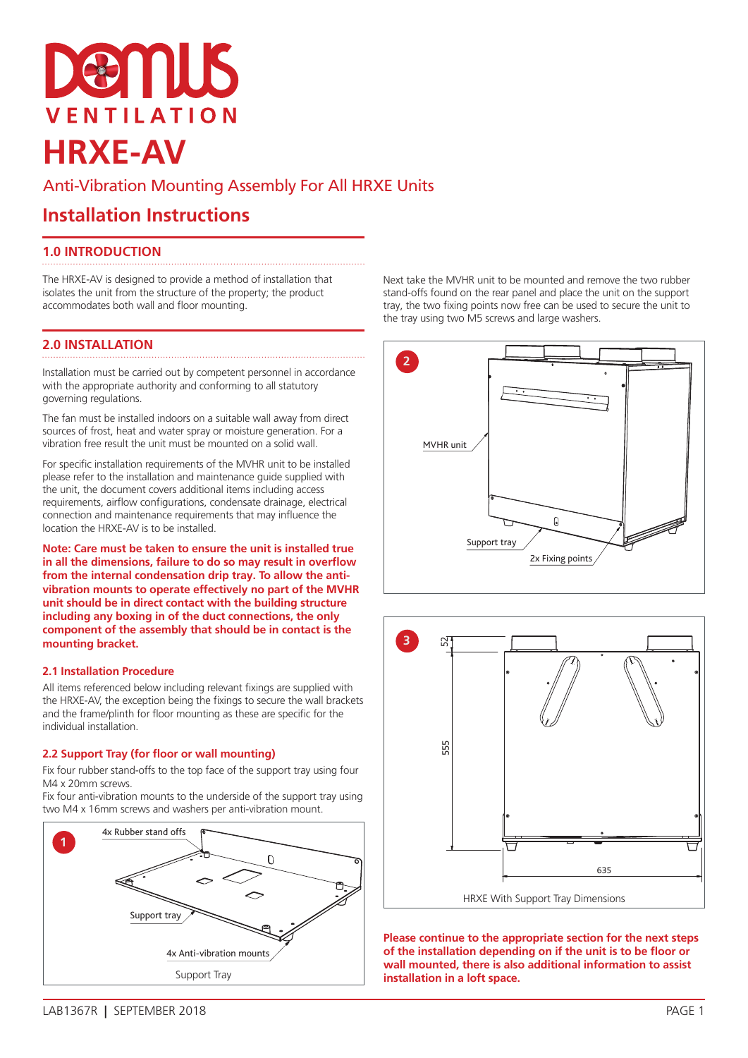# HRXE-AV

Anti-Vibration Mounting Assembly For All HRXE Units

## Installation Instructions

### 1.0 INTRODUCTION

The HRXE-AV is designed to provide a method of installation that isolates the unit from the structure of the property; the product accommodates both wall and floor mounting.

### 2.0 INSTALLATION

Installation must be carried out by competent personnel in accordance with the appropriate authority and conforming to all statutory governing regulations.

The fan must be installed indoors on a suitable wall away from direct sources of frost, heat and water spray or moisture generation. For a vibration free result the unit must be mounted on a solid wall.

For specific installation requirements of the MVHR unit to be installed please refer to the installation and maintenance guide supplied with the unit, the document covers additional items including access requirements, airflow configurations, condensate drainage, electrical connection and maintenance requirements that may influence the location the HRXE-AV is to be installed.

**Note: Care must be taken to ensure the unit is installed true in all the dimensions, failure to do so may result in overflow from the internal condensation drip tray. To allow the anti-vibration mounts to operate effectively no part of the MVHR unit should be in direct contact with the building structure including any boxing in of the duct connections, the only component of the assembly that should be in contact is the mounting bracket.**

#### 2.1 Installation Procedure

All items referenced below including relevant fixings are supplied with the HRXE-AV, the exception being the fixings to secure the wall brackets and the frame/plinth for floor mounting as these are specific for the individual installation.

#### 2.2 Support Tray (for floor or wall mounting)

Fix four rubber stand-offs to the top face of the support tray using four M4 x 20mm screws.

Fix four anti-vibration mounts to the underside of the support tray using two M4 x 16mm screws and washers per anti-vibration mount.

1 — 4x Rubber stand offs; Support tray; 4x Anti-vibration mounts

Support Tray

Next take the MVHR unit to be mounted and remove the two rubber stand-offs found on the rear panel and place the unit on the support tray, the two fixing points now free can be used to secure the unit to the tray using two M5 screws and large washers.

2 — MVHR unit; Support tray; 2x Fixing points

3 — 52; 555; 635

HRXE With Support Tray Dimensions

**Please continue to the appropriate section for the next steps of the installation depending on if the unit is to be floor or wall mounted, there is also additional information to assist installation in a loft space.**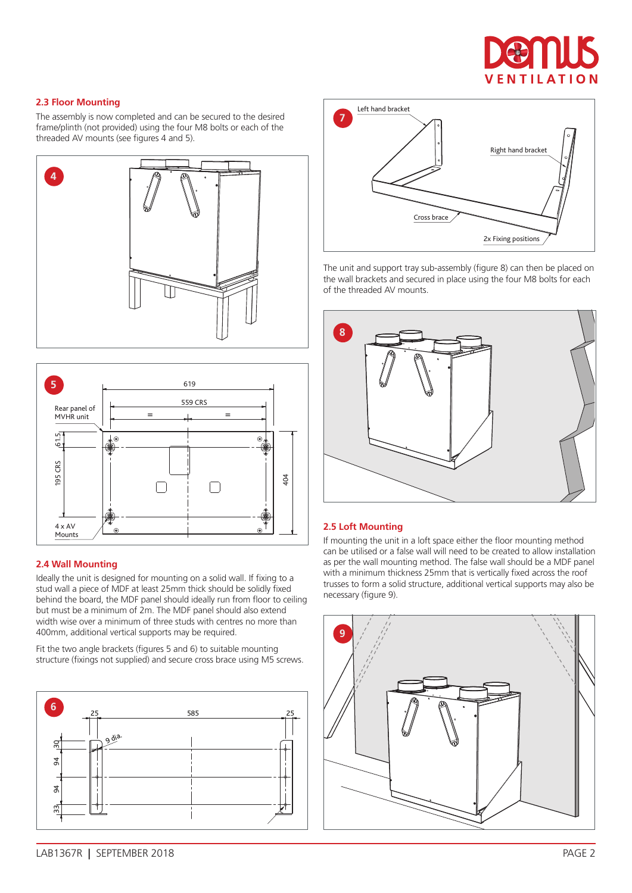## 2.3 Floor Mounting

The assembly is now completed and can be secured to the desired frame/plinth (not provided) using the four M8 bolts or each of the threaded AV mounts (see figures 4 and 5).

## 2.4 Wall Mounting

Ideally the unit is designed for mounting on a solid wall. If fixing to a stud wall a piece of MDF at least 25mm thick should be solidly fixed behind the board, the MDF panel should ideally run from floor to ceiling but must be a minimum of 2m. The MDF panel should also extend width wise over a minimum of three studs with centres no more than 400mm, additional vertical supports may be required.

Fit the two angle brackets (figures 5 and 6) to suitable mounting structure (fixings not supplied) and secure cross brace using M5 screws.

The unit and support tray sub-assembly (figure 8) can then be placed on the wall brackets and secured in place using the four M8 bolts for each of the threaded AV mounts.

## 2.5 Loft Mounting

If mounting the unit in a loft space either the floor mounting method can be utilised or a false wall will need to be created to allow installation as per the wall mounting method. The false wall should be a MDF panel with a minimum thickness 25mm that is vertically fixed across the roof trusses to form a solid structure, additional vertical supports may also be necessary (figure 9).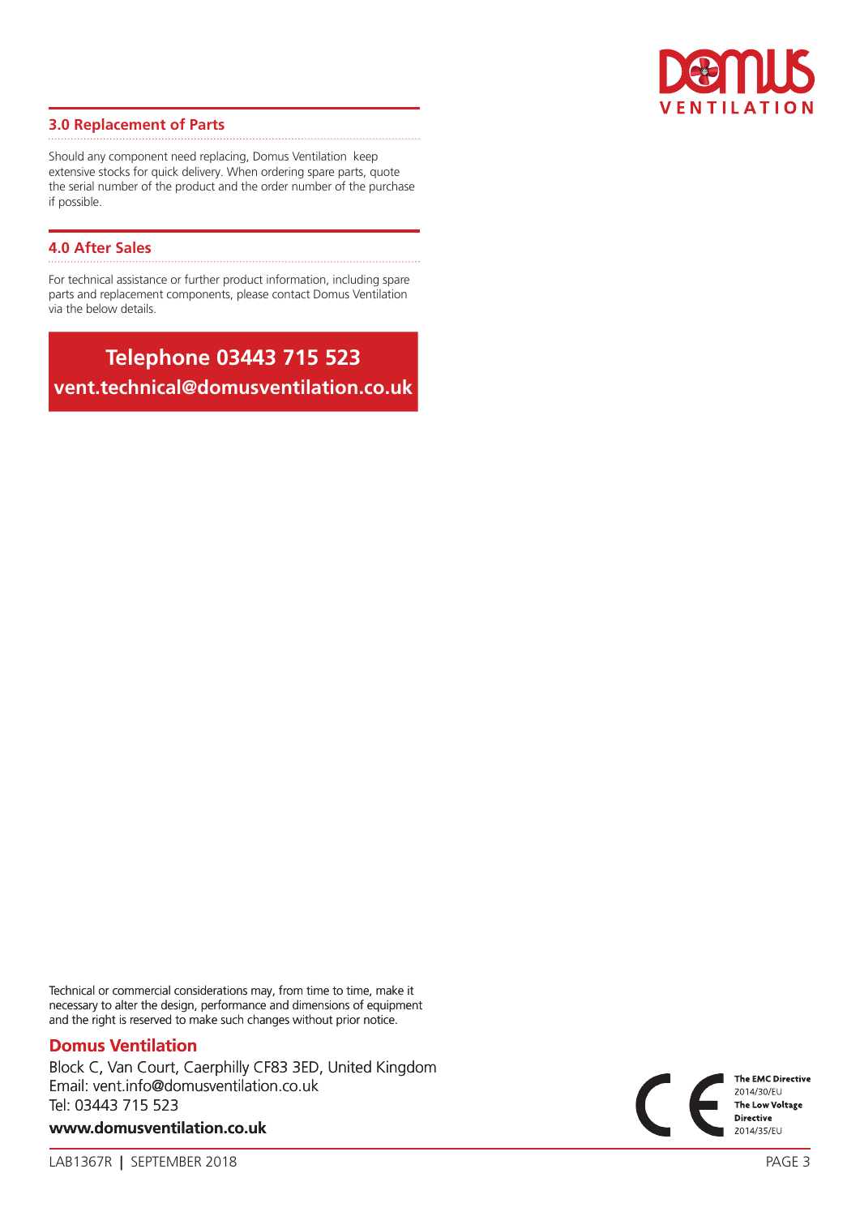## 3.0 Replacement of Parts

Should any component need replacing, Domus Ventilation keep extensive stocks for quick delivery. When ordering spare parts, quote the serial number of the product and the order number of the purchase if possible.

## 4.0 After Sales

For technical assistance or further product information, including spare parts and replacement components, please contact Domus Ventilation via the below details.

**Telephone 03443 715 523**
**vent.technical@domusventilation.co.uk**

Technical or commercial considerations may, from time to time, make it necessary to alter the design, performance and dimensions of equipment and the right is reserved to make such changes without prior notice.

**Domus Ventilation**
Block C, Van Court, Caerphilly CF83 3ED, United Kingdom
Email: vent.info@domusventilation.co.uk
Tel: 03443 715 523
**www.domusventilation.co.uk**

**The EMC Directive** 2014/30/EU
**The Low Voltage Directive** 2014/35/EU

LAB1367R | SEPTEMBER 2018